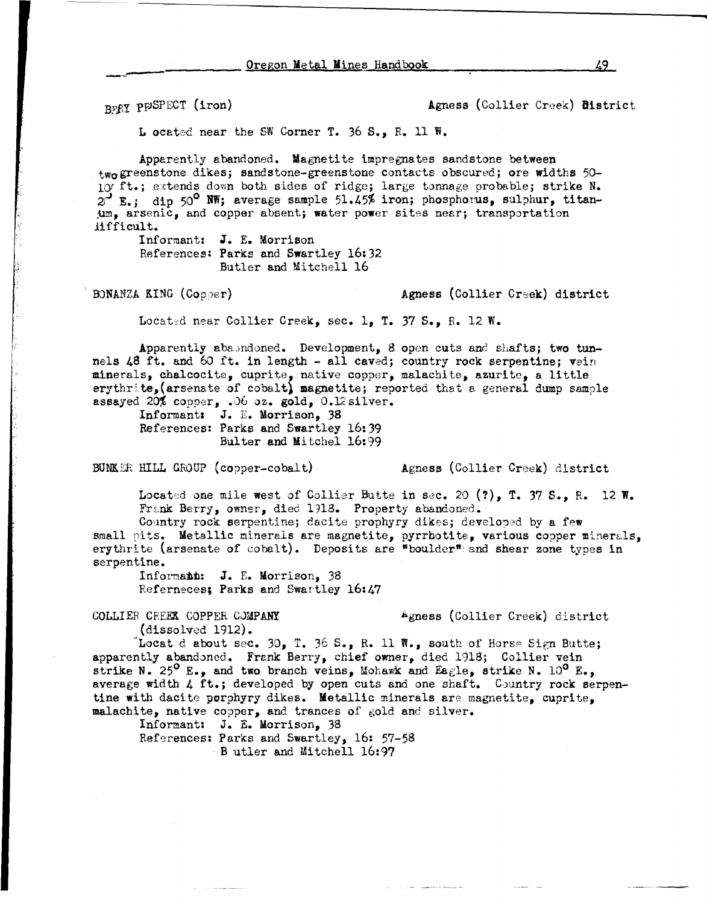BERY PROSPECT (iron) Agness (Collier Creek) District

Located near the SW Corner T. 36 S., R. 11 W.

Apparently abandoned. Magnetite impregnates sandstone between two greenstone dikes; sandstone-greenstone contacts obscured; ore widths 50-100 ft.; extends down both sides of ridge; large tonnage probable; strike N. 20° E.; dip 50° NW; average sample 51.45% iron; phosphorus, sulphur, titanium, arsenic, and copper absent; water power sites near; transportation difficult.

Informant: J. E. Morrison
References: Parks and Swartley 16:32
Butler and Mitchell 16

BONANZA KING (Copper) Agness (Collier Creek) district

Located near Collier Creek, sec. 1, T. 37 S., R. 12 W.

Apparently abandoned. Development, 8 open cuts and shafts; two tunnels 48 ft. and 60 ft. in length - all caved; country rock serpentine; vein minerals, chalcocite, cuprite, native copper, malachite, azurite, a little erythrite,(arsenate of cobalt) magnetite; reported that a general dump sample assayed 20% copper, .06 oz. gold, 0.12 silver.

Informant: J. E. Morrison, 38
References: Parks and Swartley 16:39
Bulter and Mitchel 16:99

BUNKER HILL GROUP (copper-cobalt) Agness (Collier Creek) district

Located one mile west of Collier Butte in sec. 20 (?), T. 37 S., R. 12 W. Frank Berry, owner, died 1918. Property abandoned.

Country rock serpentine; dacite prophyry dikes; developed by a few small pits. Metallic minerals are magnetite, pyrrhotite, various copper minerals, erythrite (arsenate of cobalt). Deposits are "boulder" and shear zone types in serpentine.

Informant: J. E. Morrison, 38
Refernecess: Parks and Swartley 16:47

COLLIER CREEK COPPER COMPANY (dissolved 1912). Agness (Collier Creek) district

Located about sec. 30, T. 36 S., R. 11 W., south of Horse Sign Butte; apparently abandoned. Frank Berry, chief owner, died 1918; Collier vein strike N. 25° E., and two branch veins, Mohawk and Eagle, strike N. 10° E., average width 4 ft.; developed by open cuts and one shaft. Country rock serpentine with dacite porphyry dikes. Metallic minerals are magnetite, cuprite, malachite, native copper, and trances of gold and silver.

Informant: J. E. Morrison, 38
References: Parks and Swartley, 16: 57-58
Butler and Mitchell 16:97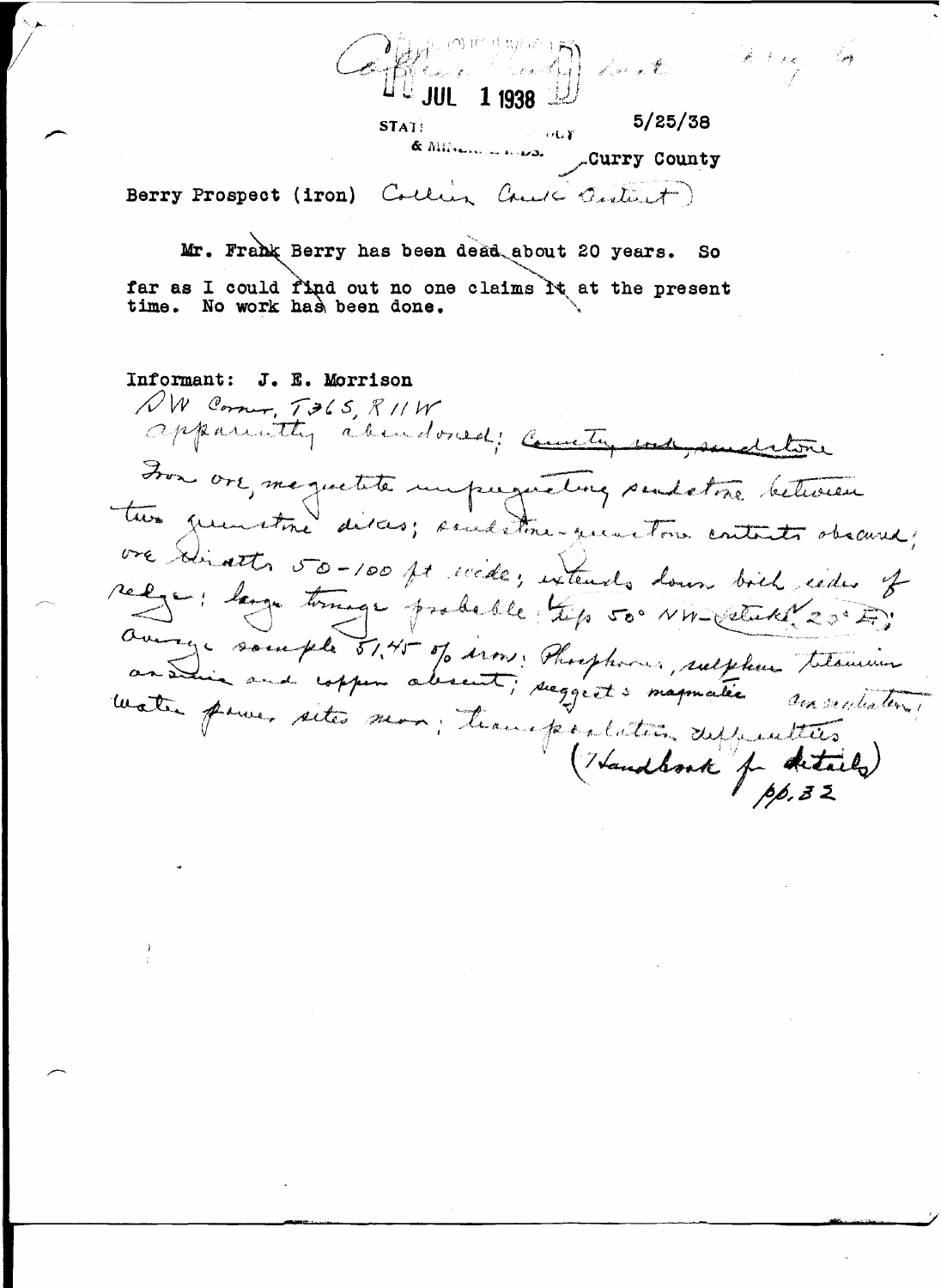Curry County Sect. ... (stamp: RECEIVED JUL 1 1938 STATE DEPT. OF GEOLOGY & MINERAL INDUS.)

5/25/38

Curry County

Berry Prospect (iron) Collier Creek District

Mr. Frank Berry has been dead about 20 years. So far as I could find out no one claims it at the present time. No work has been done.

Informant: J. E. Morrison

SW Corner, T36S, R11W

apparently abandoned; County road, sandstone

Iron ore, magnetite impregnating sandstone between two greenstone dikes; sandstone-greenstone contacts obscured; ore deposits 50-100 ft wide; extends down both sides of ridge; large tonnage probable; dip 50° NW-(strike 20° E); average sample 51.45 % iron; Phosphorus, sulphur, titanium, arsenic and copper absent; suggests magmatic concentration; water power sites near; transportation difficulties

(Handbook for details) pp. 32